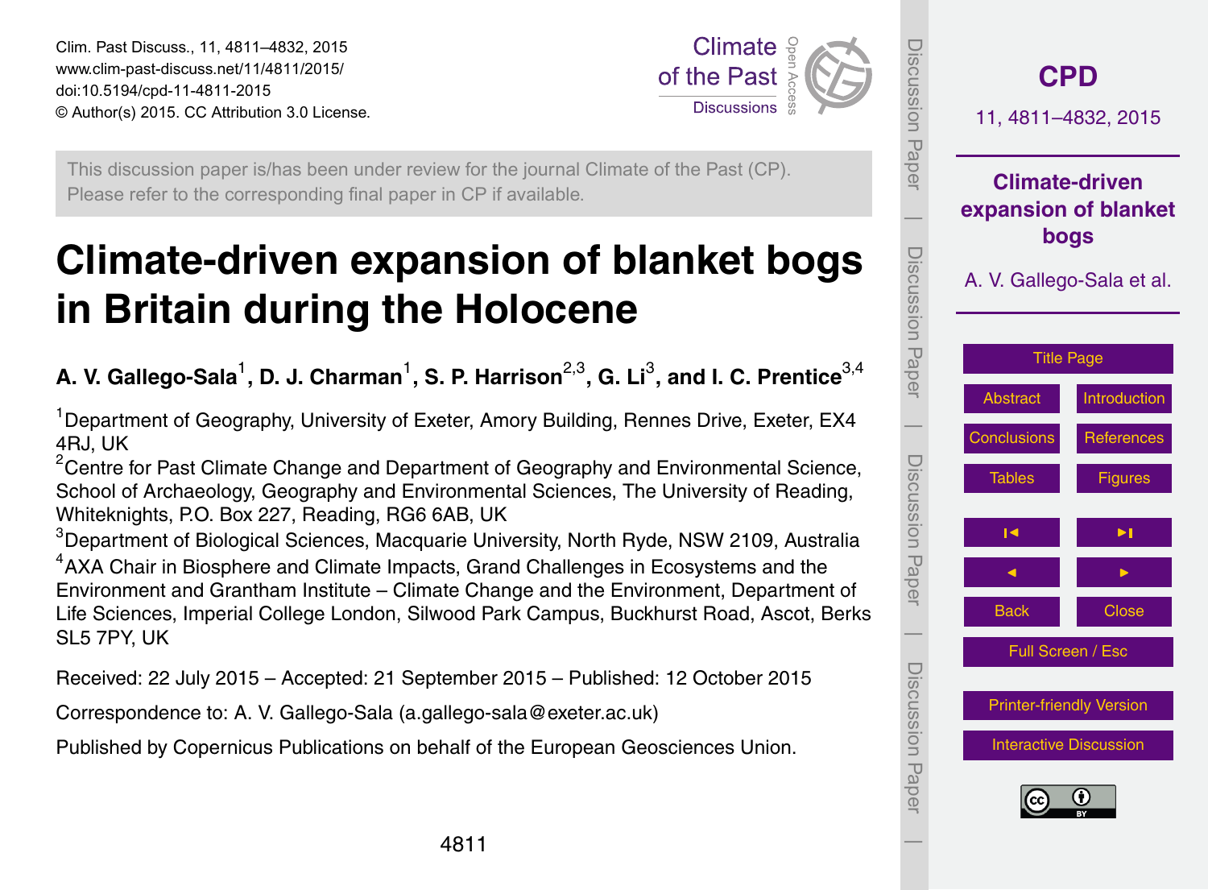This discussion paper is/has been under review for the journal Climate of the Past (CP). Please refer to the corresponding final paper in CP if available.

# Climate-driven expansion of blanket bogs in Britain during the Holocene

**A. V. Gallego-Sala[1], D. J. Charman[1], S. P. Harrison[2,3], G. Li[3], and I. C. Prentice[3,4]**

[1]Department of Geography, University of Exeter, Amory Building, Rennes Drive, Exeter, EX4 4RJ, UK

[2]Centre for Past Climate Change and Department of Geography and Environmental Science, School of Archaeology, Geography and Environmental Sciences, The University of Reading, Whiteknights, P.O. Box 227, Reading, RG6 6AB, UK

[3]Department of Biological Sciences, Macquarie University, North Ryde, NSW 2109, Australia

[4]AXA Chair in Biosphere and Climate Impacts, Grand Challenges in Ecosystems and the Environment and Grantham Institute – Climate Change and the Environment, Department of Life Sciences, Imperial College London, Silwood Park Campus, Buckhurst Road, Ascot, Berks SL5 7PY, UK

Received: 22 July 2015 – Accepted: 21 September 2015 – Published: 12 October 2015

Correspondence to: A. V. Gallego-Sala (a.gallego-sala@exeter.ac.uk)

Published by Copernicus Publications on behalf of the European Geosciences Union.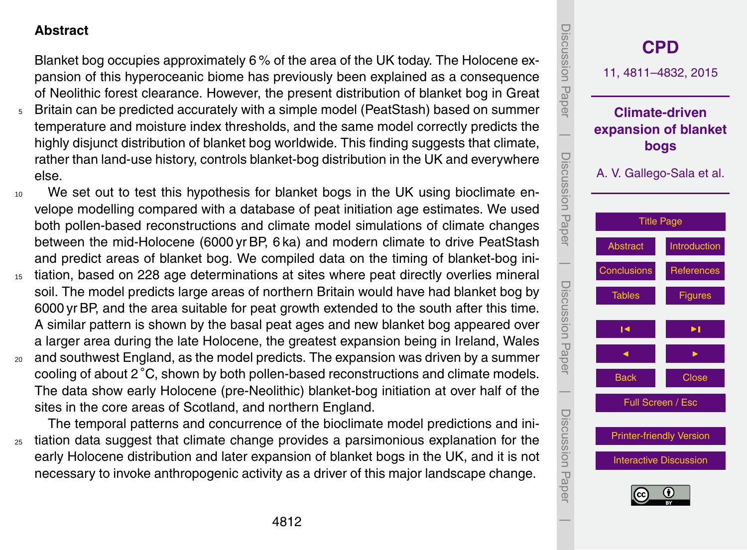## Abstract

Blanket bog occupies approximately 6 % of the area of the UK today. The Holocene expansion of this hyperoceanic biome has previously been explained as a consequence of Neolithic forest clearance. However, the present distribution of blanket bog in Great Britain can be predicted accurately with a simple model (PeatStash) based on summer temperature and moisture index thresholds, and the same model correctly predicts the highly disjunct distribution of blanket bog worldwide. This finding suggests that climate, rather than land-use history, controls blanket-bog distribution in the UK and everywhere else.

We set out to test this hypothesis for blanket bogs in the UK using bioclimate envelope modelling compared with a database of peat initiation age estimates. We used both pollen-based reconstructions and climate model simulations of climate changes between the mid-Holocene (6000 yr BP, 6 ka) and modern climate to drive PeatStash and predict areas of blanket bog. We compiled data on the timing of blanket-bog initiation, based on 228 age determinations at sites where peat directly overlies mineral soil. The model predicts large areas of northern Britain would have had blanket bog by 6000 yr BP, and the area suitable for peat growth extended to the south after this time. A similar pattern is shown by the basal peat ages and new blanket bog appeared over a larger area during the late Holocene, the greatest expansion being in Ireland, Wales and southwest England, as the model predicts. The expansion was driven by a summer cooling of about 2 °C, shown by both pollen-based reconstructions and climate models. The data show early Holocene (pre-Neolithic) blanket-bog initiation at over half of the sites in the core areas of Scotland, and northern England.

The temporal patterns and concurrence of the bioclimate model predictions and initiation data suggest that climate change provides a parsimonious explanation for the early Holocene distribution and later expansion of blanket bogs in the UK, and it is not necessary to invoke anthropogenic activity as a driver of this major landscape change.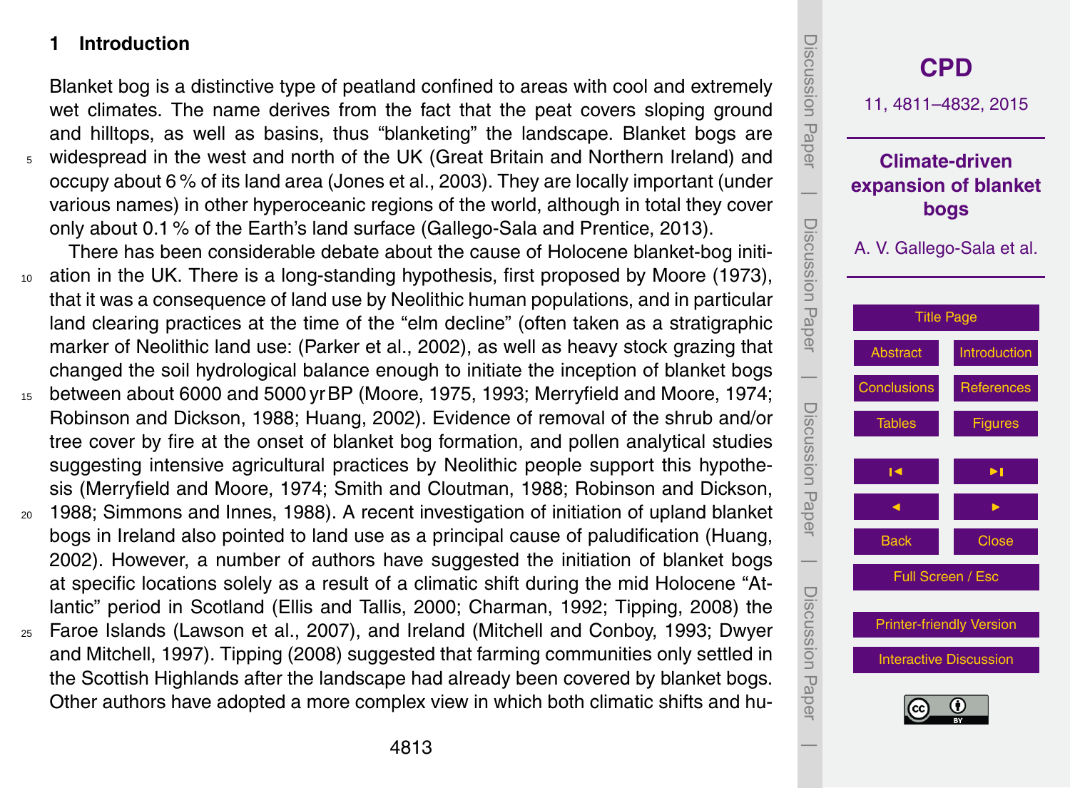## 1 Introduction

Blanket bog is a distinctive type of peatland confined to areas with cool and extremely wet climates. The name derives from the fact that the peat covers sloping ground and hilltops, as well as basins, thus "blanketing" the landscape. Blanket bogs are widespread in the west and north of the UK (Great Britain and Northern Ireland) and occupy about 6 % of its land area (Jones et al., 2003). They are locally important (under various names) in other hyperoceanic regions of the world, although in total they cover only about 0.1 % of the Earth's land surface (Gallego-Sala and Prentice, 2013).

There has been considerable debate about the cause of Holocene blanket-bog initiation in the UK. There is a long-standing hypothesis, first proposed by Moore (1973), that it was a consequence of land use by Neolithic human populations, and in particular land clearing practices at the time of the "elm decline" (often taken as a stratigraphic marker of Neolithic land use: (Parker et al., 2002), as well as heavy stock grazing that changed the soil hydrological balance enough to initiate the inception of blanket bogs between about 6000 and 5000 yr BP (Moore, 1975, 1993; Merryfield and Moore, 1974; Robinson and Dickson, 1988; Huang, 2002). Evidence of removal of the shrub and/or tree cover by fire at the onset of blanket bog formation, and pollen analytical studies suggesting intensive agricultural practices by Neolithic people support this hypothesis (Merryfield and Moore, 1974; Smith and Cloutman, 1988; Robinson and Dickson, 1988; Simmons and Innes, 1988). A recent investigation of initiation of upland blanket bogs in Ireland also pointed to land use as a principal cause of paludification (Huang, 2002). However, a number of authors have suggested the initiation of blanket bogs at specific locations solely as a result of a climatic shift during the mid Holocene "Atlantic" period in Scotland (Ellis and Tallis, 2000; Charman, 1992; Tipping, 2008) the Faroe Islands (Lawson et al., 2007), and Ireland (Mitchell and Conboy, 1993; Dwyer and Mitchell, 1997). Tipping (2008) suggested that farming communities only settled in the Scottish Highlands after the landscape had already been covered by blanket bogs. Other authors have adopted a more complex view in which both climatic shifts and hu-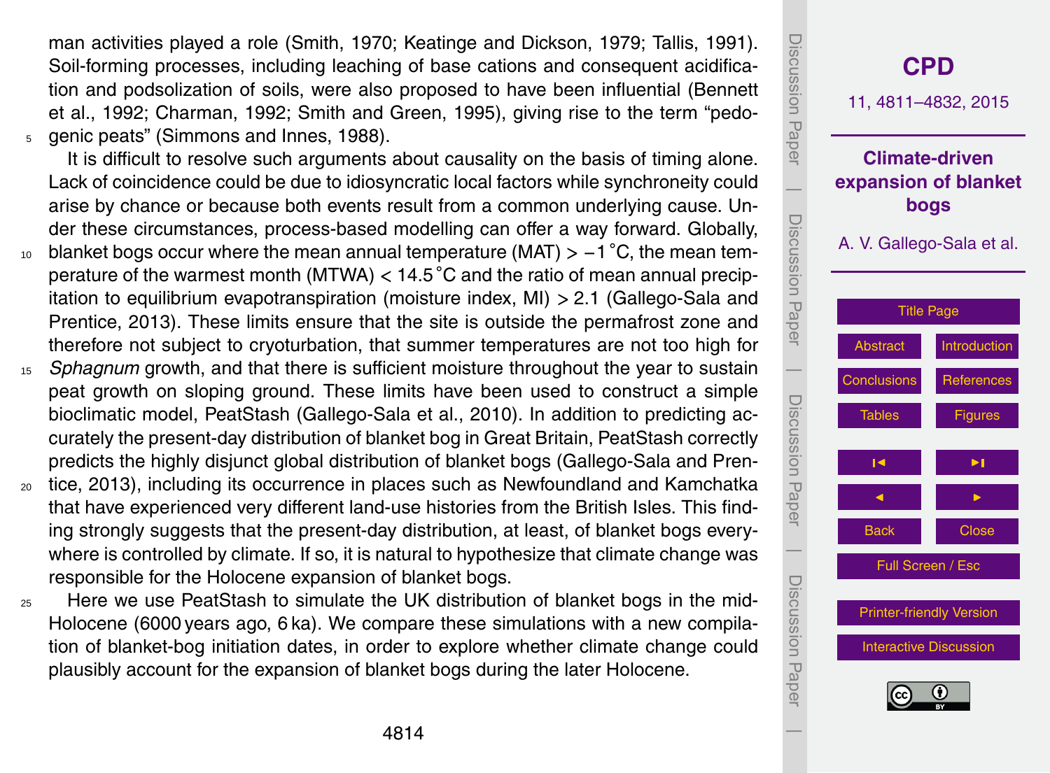man activities played a role (Smith, 1970; Keatinge and Dickson, 1979; Tallis, 1991). Soil-forming processes, including leaching of base cations and consequent acidification and podsolization of soils, were also proposed to have been influential (Bennett et al., 1992; Charman, 1992; Smith and Green, 1995), giving rise to the term "pedogenic peats" (Simmons and Innes, 1988).

It is difficult to resolve such arguments about causality on the basis of timing alone. Lack of coincidence could be due to idiosyncratic local factors while synchroneity could arise by chance or because both events result from a common underlying cause. Under these circumstances, process-based modelling can offer a way forward. Globally, blanket bogs occur where the mean annual temperature (MAT) $> -1\,^{\circ}$C, the mean temperature of the warmest month (MTWA) $< 14.5\,^{\circ}$C and the ratio of mean annual precipitation to equilibrium evapotranspiration (moisture index, MI) $> 2.1$ (Gallego-Sala and Prentice, 2013). These limits ensure that the site is outside the permafrost zone and therefore not subject to cryoturbation, that summer temperatures are not too high for *Sphagnum* growth, and that there is sufficient moisture throughout the year to sustain peat growth on sloping ground. These limits have been used to construct a simple bioclimatic model, PeatStash (Gallego-Sala et al., 2010). In addition to predicting accurately the present-day distribution of blanket bog in Great Britain, PeatStash correctly predicts the highly disjunct global distribution of blanket bogs (Gallego-Sala and Prentice, 2013), including its occurrence in places such as Newfoundland and Kamchatka that have experienced very different land-use histories from the British Isles. This finding strongly suggests that the present-day distribution, at least, of blanket bogs everywhere is controlled by climate. If so, it is natural to hypothesize that climate change was responsible for the Holocene expansion of blanket bogs.

Here we use PeatStash to simulate the UK distribution of blanket bogs in the mid-Holocene (6000 years ago, 6 ka). We compare these simulations with a new compilation of blanket-bog initiation dates, in order to explore whether climate change could plausibly account for the expansion of blanket bogs during the later Holocene.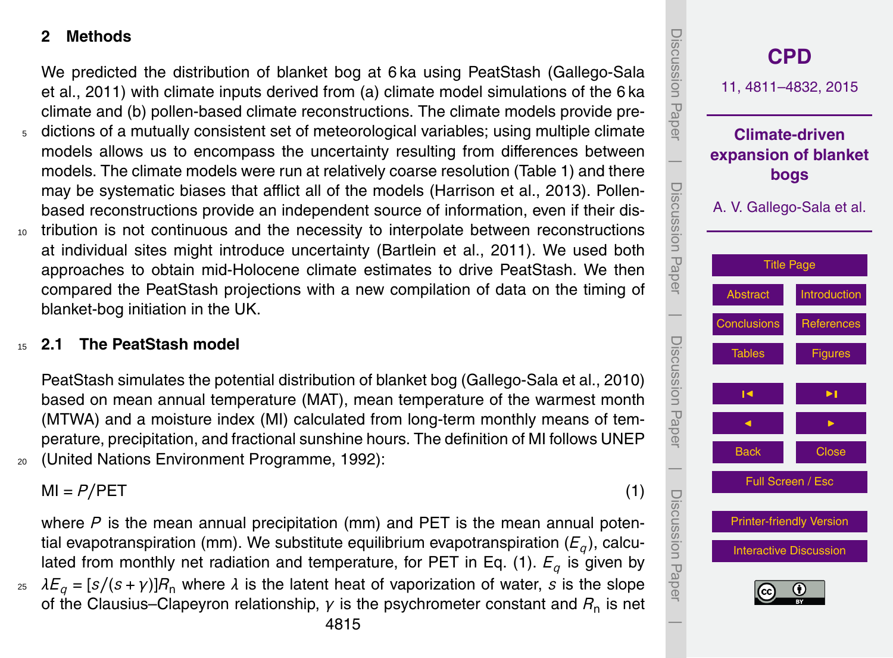## 2 Methods

We predicted the distribution of blanket bog at 6 ka using PeatStash (Gallego-Sala et al., 2011) with climate inputs derived from (a) climate model simulations of the 6 ka climate and (b) pollen-based climate reconstructions. The climate models provide predictions of a mutually consistent set of meteorological variables; using multiple climate models allows us to encompass the uncertainty resulting from differences between models. The climate models were run at relatively coarse resolution (Table 1) and there may be systematic biases that afflict all of the models (Harrison et al., 2013). Pollen-based reconstructions provide an independent source of information, even if their distribution is not continuous and the necessity to interpolate between reconstructions at individual sites might introduce uncertainty (Bartlein et al., 2011). We used both approaches to obtain mid-Holocene climate estimates to drive PeatStash. We then compared the PeatStash projections with a new compilation of data on the timing of blanket-bog initiation in the UK.

### 2.1 The PeatStash model

PeatStash simulates the potential distribution of blanket bog (Gallego-Sala et al., 2010) based on mean annual temperature (MAT), mean temperature of the warmest month (MTWA) and a moisture index (MI) calculated from long-term monthly means of temperature, precipitation, and fractional sunshine hours. The definition of MI follows UNEP (United Nations Environment Programme, 1992):

$$\mathrm{MI} = P/\mathrm{PET} \tag{1}$$

where $P$ is the mean annual precipitation (mm) and PET is the mean annual potential evapotranspiration (mm). We substitute equilibrium evapotranspiration ($E_q$), calculated from monthly net radiation and temperature, for PET in Eq. (1). $E_q$ is given by $\lambda E_q = [s/(s+\gamma)]R_\mathrm{n}$ where $\lambda$ is the latent heat of vaporization of water, $s$ is the slope of the Clausius–Clapeyron relationship, $\gamma$ is the psychrometer constant and $R_\mathrm{n}$ is net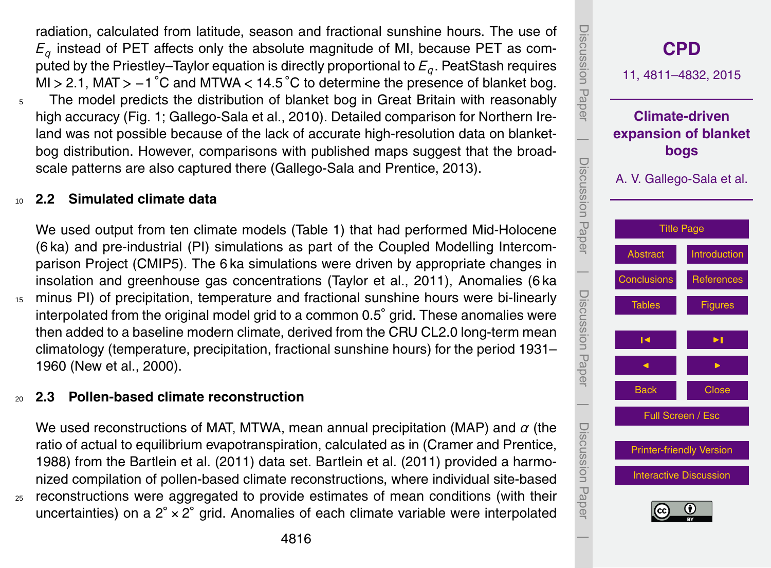radiation, calculated from latitude, season and fractional sunshine hours. The use of $E_q$ instead of PET affects only the absolute magnitude of MI, because PET as computed by the Priestley–Taylor equation is directly proportional to $E_q$. PeatStash requires MI > 2.1, MAT > −1 °C and MTWA < 14.5 °C to determine the presence of blanket bog.

The model predicts the distribution of blanket bog in Great Britain with reasonably high accuracy (Fig. 1; Gallego-Sala et al., 2010). Detailed comparison for Northern Ireland was not possible because of the lack of accurate high-resolution data on blanket-bog distribution. However, comparisons with published maps suggest that the broad-scale patterns are also captured there (Gallego-Sala and Prentice, 2013).

## 2.2 Simulated climate data

We used output from ten climate models (Table 1) that had performed Mid-Holocene (6 ka) and pre-industrial (PI) simulations as part of the Coupled Modelling Intercomparison Project (CMIP5). The 6 ka simulations were driven by appropriate changes in insolation and greenhouse gas concentrations (Taylor et al., 2011), Anomalies (6 ka minus PI) of precipitation, temperature and fractional sunshine hours were bi-linearly interpolated from the original model grid to a common 0.5° grid. These anomalies were then added to a baseline modern climate, derived from the CRU CL2.0 long-term mean climatology (temperature, precipitation, fractional sunshine hours) for the period 1931–1960 (New et al., 2000).

## 2.3 Pollen-based climate reconstruction

We used reconstructions of MAT, MTWA, mean annual precipitation (MAP) and $\alpha$ (the ratio of actual to equilibrium evapotranspiration, calculated as in (Cramer and Prentice, 1988) from the Bartlein et al. (2011) data set. Bartlein et al. (2011) provided a harmonized compilation of pollen-based climate reconstructions, where individual site-based reconstructions were aggregated to provide estimates of mean conditions (with their uncertainties) on a 2° × 2° grid. Anomalies of each climate variable were interpolated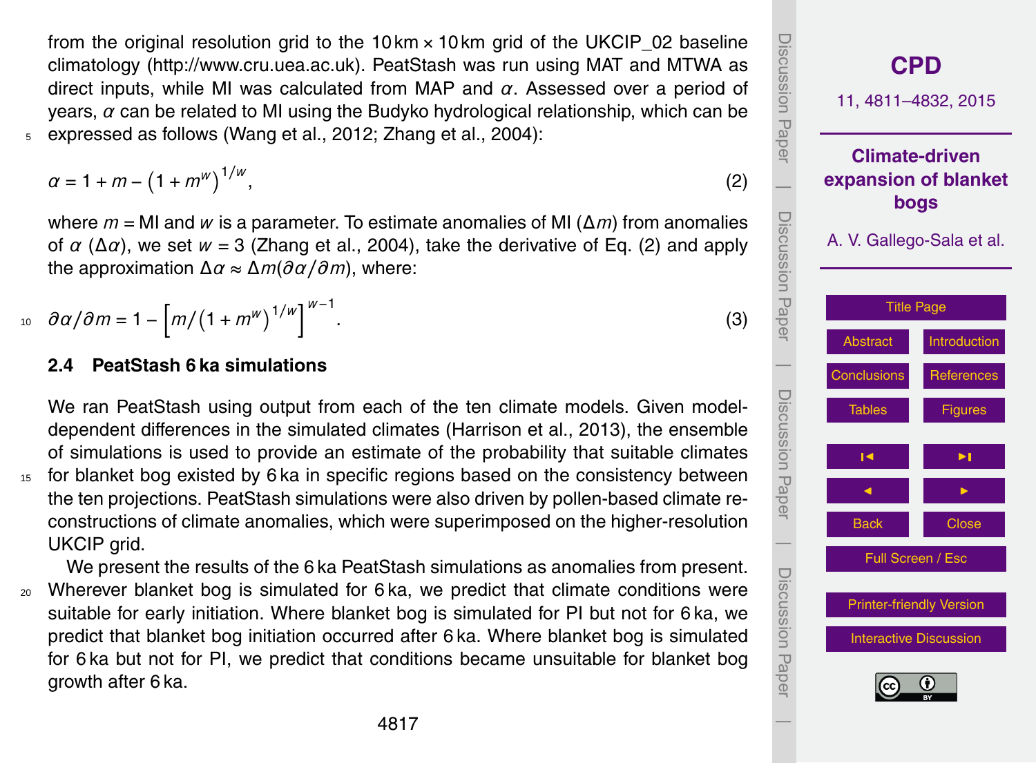from the original resolution grid to the 10 km × 10 km grid of the UKCIP_02 baseline climatology (http://www.cru.uea.ac.uk). PeatStash was run using MAT and MTWA as direct inputs, while MI was calculated from MAP and $\alpha$. Assessed over a period of years, $\alpha$ can be related to MI using the Budyko hydrological relationship, which can be expressed as follows (Wang et al., 2012; Zhang et al., 2004):

$$\alpha = 1 + m - \left(1 + m^{w}\right)^{1/w}, \tag{2}$$

where $m$ = MI and $w$ is a parameter. To estimate anomalies of MI ($\Delta m$) from anomalies of $\alpha$ ($\Delta\alpha$), we set $w = 3$ (Zhang et al., 2004), take the derivative of Eq. (2) and apply the approximation $\Delta\alpha \approx \Delta m(\partial\alpha/\partial m)$, where:

$$\partial\alpha/\partial m = 1 - \left[m/\left(1 + m^{w}\right)^{1/w}\right]^{w-1}. \tag{3}$$

### 2.4 PeatStash 6 ka simulations

We ran PeatStash using output from each of the ten climate models. Given model-dependent differences in the simulated climates (Harrison et al., 2013), the ensemble of simulations is used to provide an estimate of the probability that suitable climates for blanket bog existed by 6 ka in specific regions based on the consistency between the ten projections. PeatStash simulations were also driven by pollen-based climate reconstructions of climate anomalies, which were superimposed on the higher-resolution UKCIP grid.

We present the results of the 6 ka PeatStash simulations as anomalies from present. Wherever blanket bog is simulated for 6 ka, we predict that climate conditions were suitable for early initiation. Where blanket bog is simulated for PI but not for 6 ka, we predict that blanket bog initiation occurred after 6 ka. Where blanket bog is simulated for 6 ka but not for PI, we predict that conditions became unsuitable for blanket bog growth after 6 ka.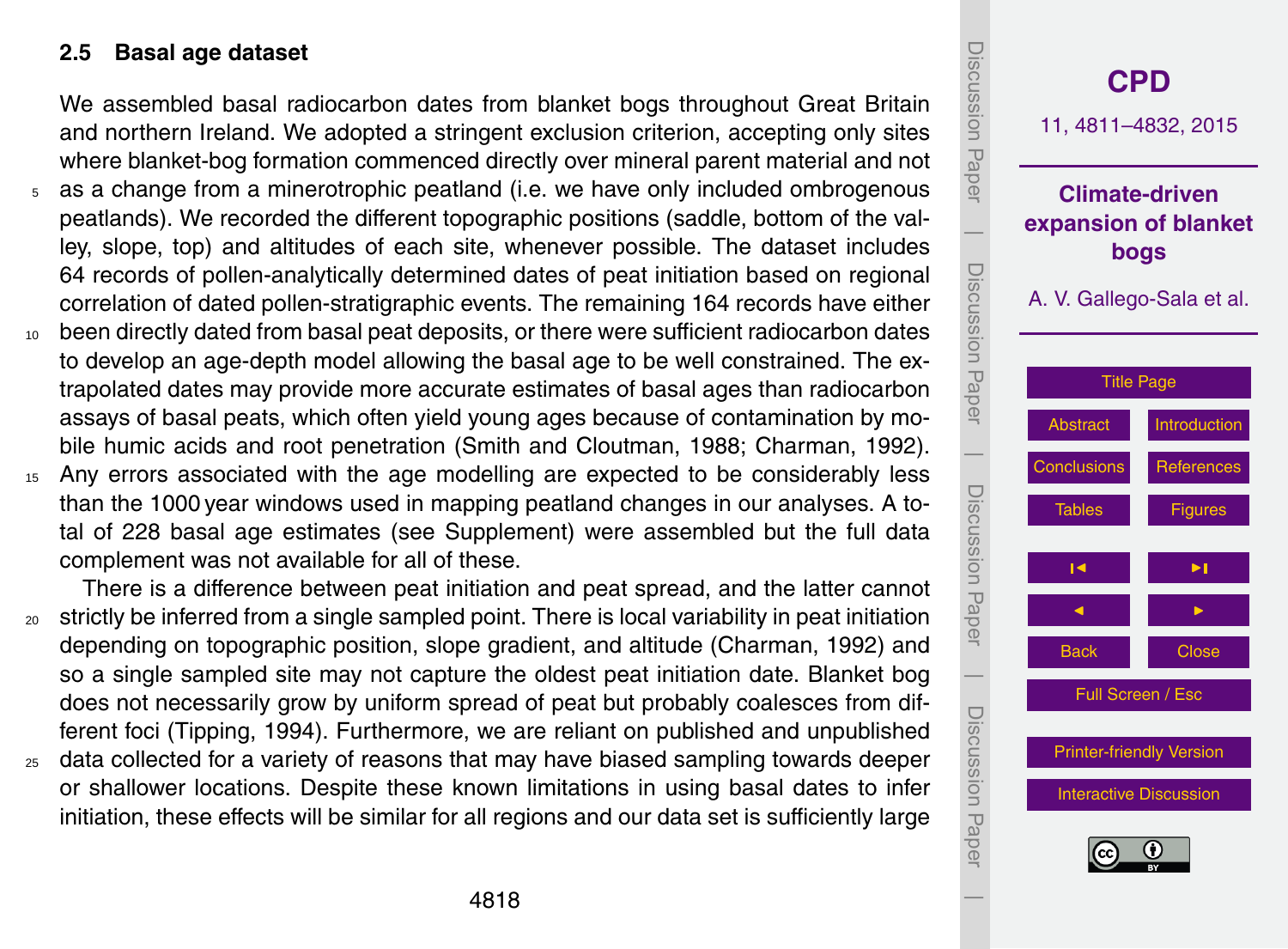### 2.5 Basal age dataset

We assembled basal radiocarbon dates from blanket bogs throughout Great Britain and northern Ireland. We adopted a stringent exclusion criterion, accepting only sites where blanket-bog formation commenced directly over mineral parent material and not as a change from a minerotrophic peatland (i.e. we have only included ombrogenous peatlands). We recorded the different topographic positions (saddle, bottom of the valley, slope, top) and altitudes of each site, whenever possible. The dataset includes 64 records of pollen-analytically determined dates of peat initiation based on regional correlation of dated pollen-stratigraphic events. The remaining 164 records have either been directly dated from basal peat deposits, or there were sufficient radiocarbon dates to develop an age-depth model allowing the basal age to be well constrained. The extrapolated dates may provide more accurate estimates of basal ages than radiocarbon assays of basal peats, which often yield young ages because of contamination by mobile humic acids and root penetration (Smith and Cloutman, 1988; Charman, 1992). Any errors associated with the age modelling are expected to be considerably less than the 1000 year windows used in mapping peatland changes in our analyses. A total of 228 basal age estimates (see Supplement) were assembled but the full data complement was not available for all of these.

There is a difference between peat initiation and peat spread, and the latter cannot strictly be inferred from a single sampled point. There is local variability in peat initiation depending on topographic position, slope gradient, and altitude (Charman, 1992) and so a single sampled site may not capture the oldest peat initiation date. Blanket bog does not necessarily grow by uniform spread of peat but probably coalesces from different foci (Tipping, 1994). Furthermore, we are reliant on published and unpublished data collected for a variety of reasons that may have biased sampling towards deeper or shallower locations. Despite these known limitations in using basal dates to infer initiation, these effects will be similar for all regions and our data set is sufficiently large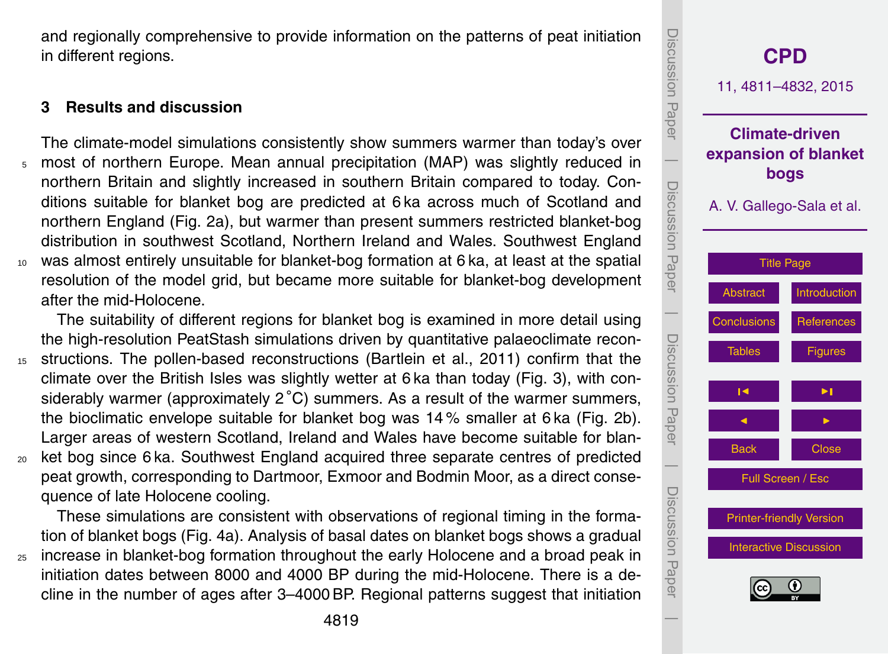and regionally comprehensive to provide information on the patterns of peat initiation in different regions.

## 3 Results and discussion

The climate-model simulations consistently show summers warmer than today's over most of northern Europe. Mean annual precipitation (MAP) was slightly reduced in northern Britain and slightly increased in southern Britain compared to today. Conditions suitable for blanket bog are predicted at 6 ka across much of Scotland and northern England (Fig. 2a), but warmer than present summers restricted blanket-bog distribution in southwest Scotland, Northern Ireland and Wales. Southwest England was almost entirely unsuitable for blanket-bog formation at 6 ka, at least at the spatial resolution of the model grid, but became more suitable for blanket-bog development after the mid-Holocene.

The suitability of different regions for blanket bog is examined in more detail using the high-resolution PeatStash simulations driven by quantitative palaeoclimate reconstructions. The pollen-based reconstructions (Bartlein et al., 2011) confirm that the climate over the British Isles was slightly wetter at 6 ka than today (Fig. 3), with considerably warmer (approximately 2 °C) summers. As a result of the warmer summers, the bioclimatic envelope suitable for blanket bog was 14 % smaller at 6 ka (Fig. 2b). Larger areas of western Scotland, Ireland and Wales have become suitable for blanket bog since 6 ka. Southwest England acquired three separate centres of predicted peat growth, corresponding to Dartmoor, Exmoor and Bodmin Moor, as a direct consequence of late Holocene cooling.

These simulations are consistent with observations of regional timing in the formation of blanket bogs (Fig. 4a). Analysis of basal dates on blanket bogs shows a gradual increase in blanket-bog formation throughout the early Holocene and a broad peak in initiation dates between 8000 and 4000 BP during the mid-Holocene. There is a decline in the number of ages after 3–4000 BP. Regional patterns suggest that initiation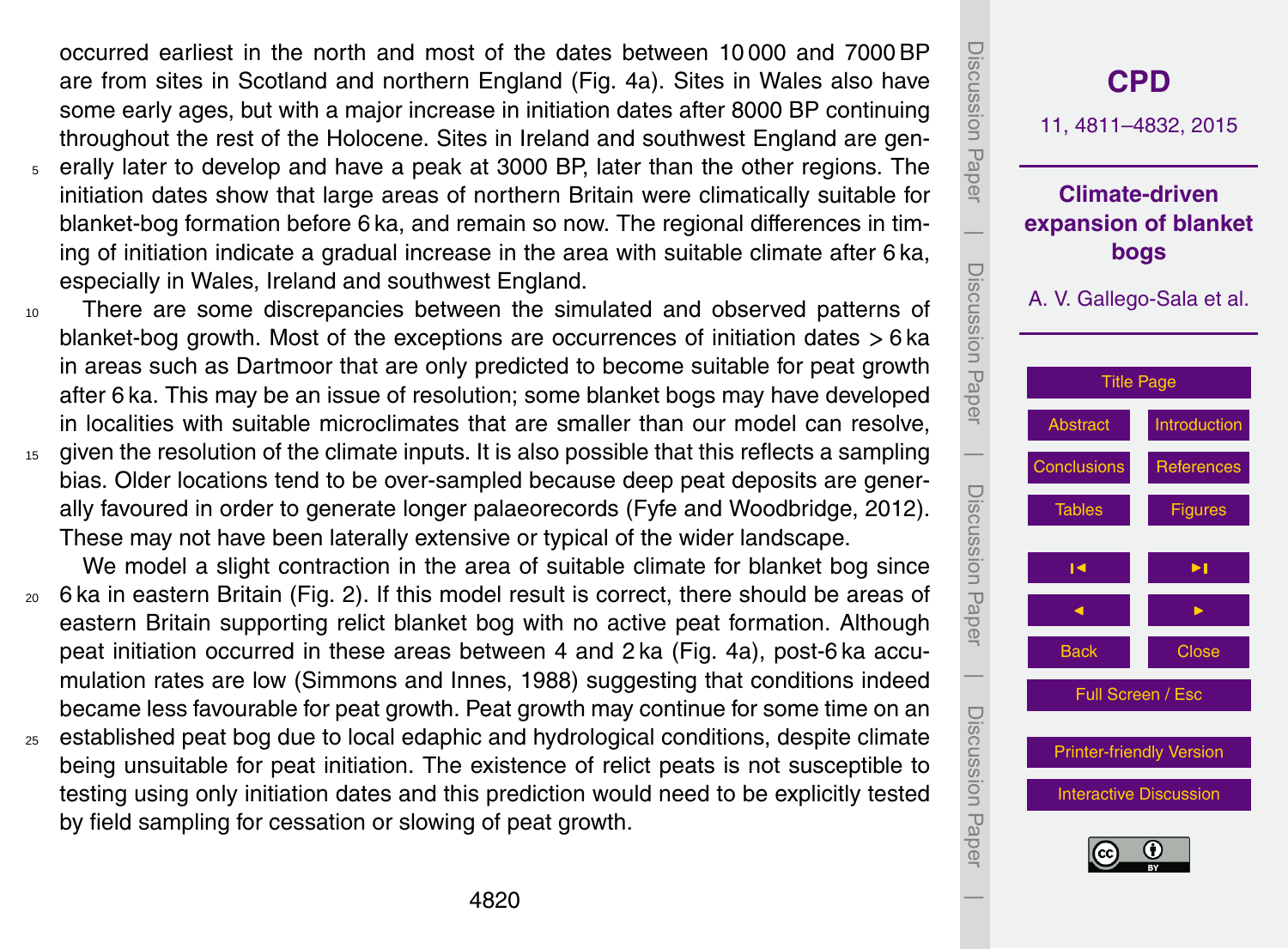occurred earliest in the north and most of the dates between 10 000 and 7000 BP are from sites in Scotland and northern England (Fig. 4a). Sites in Wales also have some early ages, but with a major increase in initiation dates after 8000 BP continuing throughout the rest of the Holocene. Sites in Ireland and southwest England are generally later to develop and have a peak at 3000 BP, later than the other regions. The initiation dates show that large areas of northern Britain were climatically suitable for blanket-bog formation before 6 ka, and remain so now. The regional differences in timing of initiation indicate a gradual increase in the area with suitable climate after 6 ka, especially in Wales, Ireland and southwest England.

There are some discrepancies between the simulated and observed patterns of blanket-bog growth. Most of the exceptions are occurrences of initiation dates > 6 ka in areas such as Dartmoor that are only predicted to become suitable for peat growth after 6 ka. This may be an issue of resolution; some blanket bogs may have developed in localities with suitable microclimates that are smaller than our model can resolve, given the resolution of the climate inputs. It is also possible that this reflects a sampling bias. Older locations tend to be over-sampled because deep peat deposits are generally favoured in order to generate longer palaeorecords (Fyfe and Woodbridge, 2012). These may not have been laterally extensive or typical of the wider landscape.

We model a slight contraction in the area of suitable climate for blanket bog since 6 ka in eastern Britain (Fig. 2). If this model result is correct, there should be areas of eastern Britain supporting relict blanket bog with no active peat formation. Although peat initiation occurred in these areas between 4 and 2 ka (Fig. 4a), post-6 ka accumulation rates are low (Simmons and Innes, 1988) suggesting that conditions indeed became less favourable for peat growth. Peat growth may continue for some time on an established peat bog due to local edaphic and hydrological conditions, despite climate being unsuitable for peat initiation. The existence of relict peats is not susceptible to testing using only initiation dates and this prediction would need to be explicitly tested by field sampling for cessation or slowing of peat growth.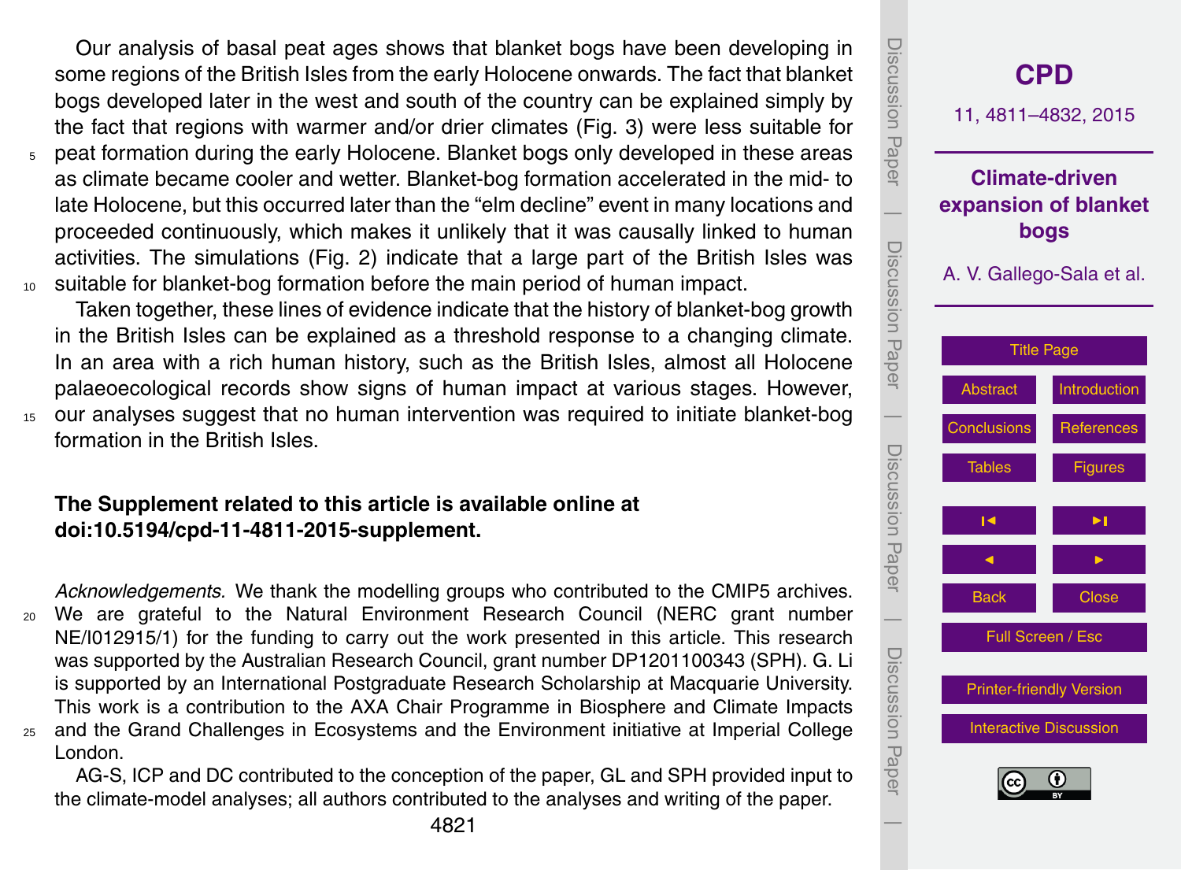Our analysis of basal peat ages shows that blanket bogs have been developing in some regions of the British Isles from the early Holocene onwards. The fact that blanket bogs developed later in the west and south of the country can be explained simply by the fact that regions with warmer and/or drier climates (Fig. 3) were less suitable for peat formation during the early Holocene. Blanket bogs only developed in these areas as climate became cooler and wetter. Blanket-bog formation accelerated in the mid- to late Holocene, but this occurred later than the "elm decline" event in many locations and proceeded continuously, which makes it unlikely that it was causally linked to human activities. The simulations (Fig. 2) indicate that a large part of the British Isles was suitable for blanket-bog formation before the main period of human impact.

Taken together, these lines of evidence indicate that the history of blanket-bog growth in the British Isles can be explained as a threshold response to a changing climate. In an area with a rich human history, such as the British Isles, almost all Holocene palaeoecological records show signs of human impact at various stages. However, our analyses suggest that no human intervention was required to initiate blanket-bog formation in the British Isles.

**The Supplement related to this article is available online at doi:10.5194/cpd-11-4811-2015-supplement.**

*Acknowledgements.* We thank the modelling groups who contributed to the CMIP5 archives. We are grateful to the Natural Environment Research Council (NERC grant number NE/I012915/1) for the funding to carry out the work presented in this article. This research was supported by the Australian Research Council, grant number DP1201100343 (SPH). G. Li is supported by an International Postgraduate Research Scholarship at Macquarie University. This work is a contribution to the AXA Chair Programme in Biosphere and Climate Impacts and the Grand Challenges in Ecosystems and the Environment initiative at Imperial College London.

AG-S, ICP and DC contributed to the conception of the paper, GL and SPH provided input to the climate-model analyses; all authors contributed to the analyses and writing of the paper.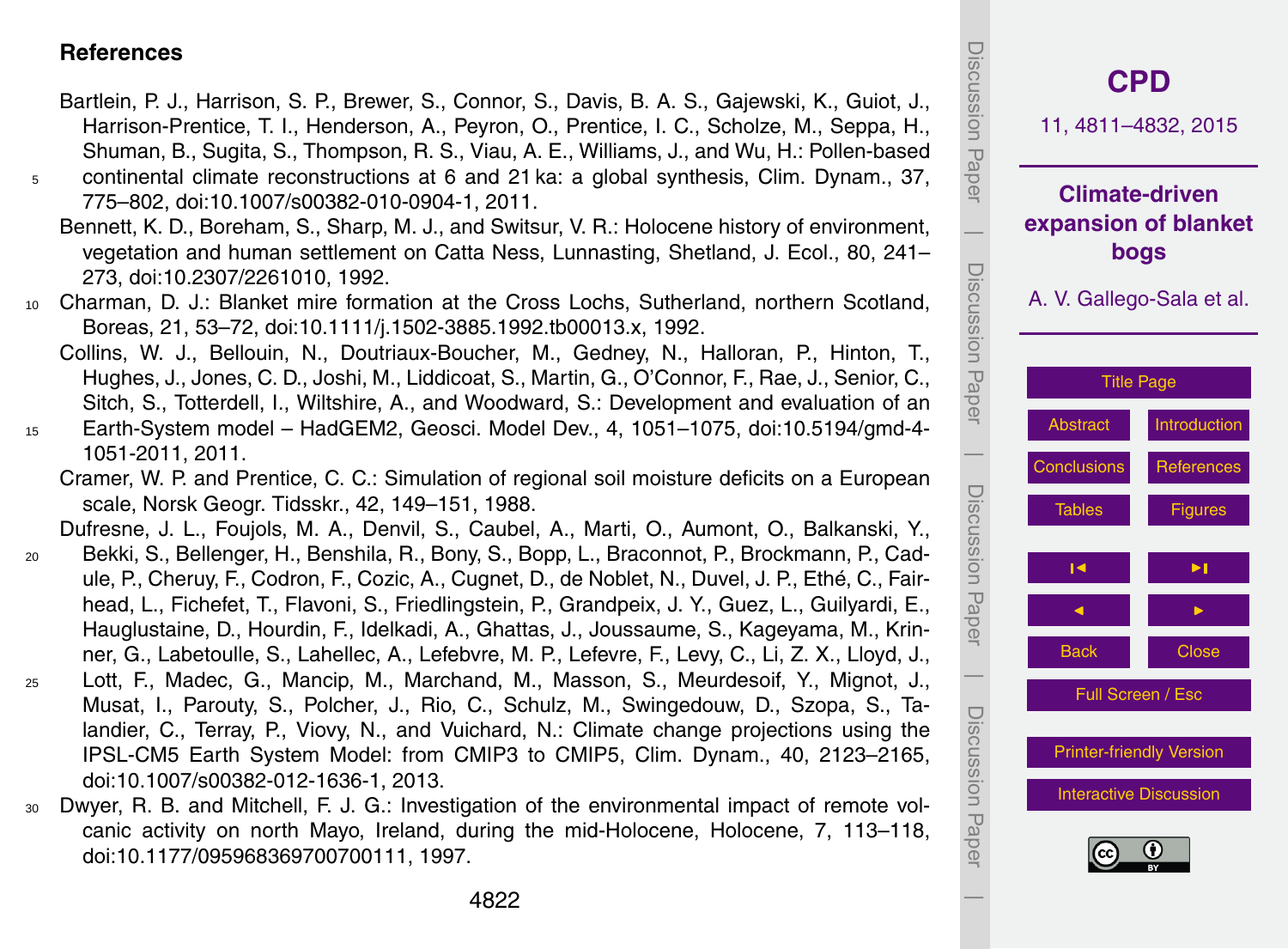## References

Bartlein, P. J., Harrison, S. P., Brewer, S., Connor, S., Davis, B. A. S., Gajewski, K., Guiot, J., Harrison-Prentice, T. I., Henderson, A., Peyron, O., Prentice, I. C., Scholze, M., Seppa, H., Shuman, B., Sugita, S., Thompson, R. S., Viau, A. E., Williams, J., and Wu, H.: Pollen-based continental climate reconstructions at 6 and 21 ka: a global synthesis, Clim. Dynam., 37, 775–802, doi:10.1007/s00382-010-0904-1, 2011.

Bennett, K. D., Boreham, S., Sharp, M. J., and Switsur, V. R.: Holocene history of environment, vegetation and human settlement on Catta Ness, Lunnasting, Shetland, J. Ecol., 80, 241–273, doi:10.2307/2261010, 1992.

Charman, D. J.: Blanket mire formation at the Cross Lochs, Sutherland, northern Scotland, Boreas, 21, 53–72, doi:10.1111/j.1502-3885.1992.tb00013.x, 1992.

Collins, W. J., Bellouin, N., Doutriaux-Boucher, M., Gedney, N., Halloran, P., Hinton, T., Hughes, J., Jones, C. D., Joshi, M., Liddicoat, S., Martin, G., O'Connor, F., Rae, J., Senior, C., Sitch, S., Totterdell, I., Wiltshire, A., and Woodward, S.: Development and evaluation of an Earth-System model – HadGEM2, Geosci. Model Dev., 4, 1051–1075, doi:10.5194/gmd-4-1051-2011, 2011.

Cramer, W. P. and Prentice, C. C.: Simulation of regional soil moisture deficits on a European scale, Norsk Geogr. Tidsskr., 42, 149–151, 1988.

Dufresne, J. L., Foujols, M. A., Denvil, S., Caubel, A., Marti, O., Aumont, O., Balkanski, Y., Bekki, S., Bellenger, H., Benshila, R., Bony, S., Bopp, L., Braconnot, P., Brockmann, P., Cadule, P., Cheruy, F., Codron, F., Cozic, A., Cugnet, D., de Noblet, N., Duvel, J. P., Ethé, C., Fairhead, L., Fichefet, T., Flavoni, S., Friedlingstein, P., Grandpeix, J. Y., Guez, L., Guilyardi, E., Hauglustaine, D., Hourdin, F., Idelkadi, A., Ghattas, J., Joussaume, S., Kageyama, M., Krinner, G., Labetoulle, S., Lahellec, A., Lefebvre, M. P., Lefevre, F., Levy, C., Li, Z. X., Lloyd, J., Lott, F., Madec, G., Mancip, M., Marchand, M., Masson, S., Meurdesoif, Y., Mignot, J., Musat, I., Parouty, S., Polcher, J., Rio, C., Schulz, M., Swingedouw, D., Szopa, S., Talandier, C., Terray, P., Viovy, N., and Vuichard, N.: Climate change projections using the IPSL-CM5 Earth System Model: from CMIP3 to CMIP5, Clim. Dynam., 40, 2123–2165, doi:10.1007/s00382-012-1636-1, 2013.

Dwyer, R. B. and Mitchell, F. J. G.: Investigation of the environmental impact of remote volcanic activity on north Mayo, Ireland, during the mid-Holocene, Holocene, 7, 113–118, doi:10.1177/095968369700700111, 1997.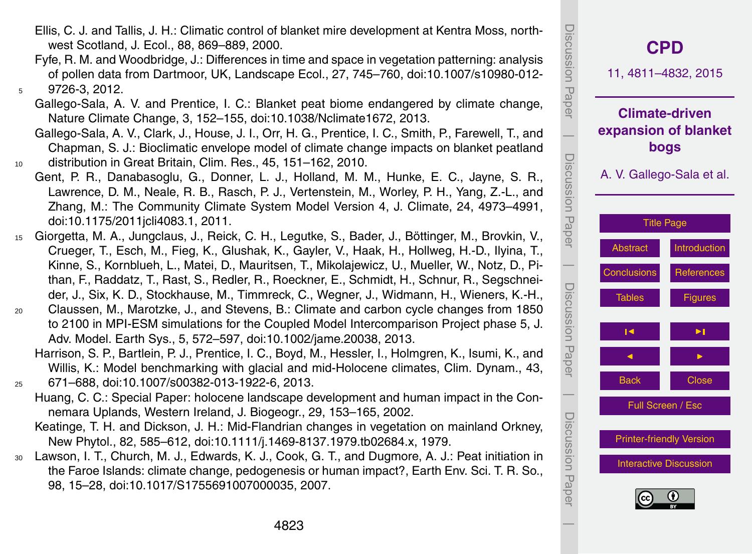Ellis, C. J. and Tallis, J. H.: Climatic control of blanket mire development at Kentra Moss, northwest Scotland, J. Ecol., 88, 869–889, 2000.

Fyfe, R. M. and Woodbridge, J.: Differences in time and space in vegetation patterning: analysis of pollen data from Dartmoor, UK, Landscape Ecol., 27, 745–760, doi:10.1007/s10980-012-9726-3, 2012.

Gallego-Sala, A. V. and Prentice, I. C.: Blanket peat biome endangered by climate change, Nature Climate Change, 3, 152–155, doi:10.1038/Nclimate1672, 2013.

Gallego-Sala, A. V., Clark, J., House, J. I., Orr, H. G., Prentice, I. C., Smith, P., Farewell, T., and Chapman, S. J.: Bioclimatic envelope model of climate change impacts on blanket peatland distribution in Great Britain, Clim. Res., 45, 151–162, 2010.

Gent, P. R., Danabasoglu, G., Donner, L. J., Holland, M. M., Hunke, E. C., Jayne, S. R., Lawrence, D. M., Neale, R. B., Rasch, P. J., Vertenstein, M., Worley, P. H., Yang, Z.-L., and Zhang, M.: The Community Climate System Model Version 4, J. Climate, 24, 4973–4991, doi:10.1175/2011jcli4083.1, 2011.

Giorgetta, M. A., Jungclaus, J., Reick, C. H., Legutke, S., Bader, J., Böttinger, M., Brovkin, V., Crueger, T., Esch, M., Fieg, K., Glushak, K., Gayler, V., Haak, H., Hollweg, H.-D., Ilyina, T., Kinne, S., Kornblueh, L., Matei, D., Mauritsen, T., Mikolajewicz, U., Mueller, W., Notz, D., Pithan, F., Raddatz, T., Rast, S., Redler, R., Roeckner, E., Schmidt, H., Schnur, R., Segschneider, J., Six, K. D., Stockhause, M., Timmreck, C., Wegner, J., Widmann, H., Wieners, K.-H., Claussen, M., Marotzke, J., and Stevens, B.: Climate and carbon cycle changes from 1850 to 2100 in MPI-ESM simulations for the Coupled Model Intercomparison Project phase 5, J. Adv. Model. Earth Sys., 5, 572–597, doi:10.1002/jame.20038, 2013.

Harrison, S. P., Bartlein, P. J., Prentice, I. C., Boyd, M., Hessler, I., Holmgren, K., Isumi, K., and Willis, K.: Model benchmarking with glacial and mid-Holocene climates, Clim. Dynam., 43, 671–688, doi:10.1007/s00382-013-1922-6, 2013.

Huang, C. C.: Special Paper: holocene landscape development and human impact in the Connemara Uplands, Western Ireland, J. Biogeogr., 29, 153–165, 2002.

Keatinge, T. H. and Dickson, J. H.: Mid-Flandrian changes in vegetation on mainland Orkney, New Phytol., 82, 585–612, doi:10.1111/j.1469-8137.1979.tb02684.x, 1979.

Lawson, I. T., Church, M. J., Edwards, K. J., Cook, G. T., and Dugmore, A. J.: Peat initiation in the Faroe Islands: climate change, pedogenesis or human impact?, Earth Env. Sci. T. R. So., 98, 15–28, doi:10.1017/S1755691007000035, 2007.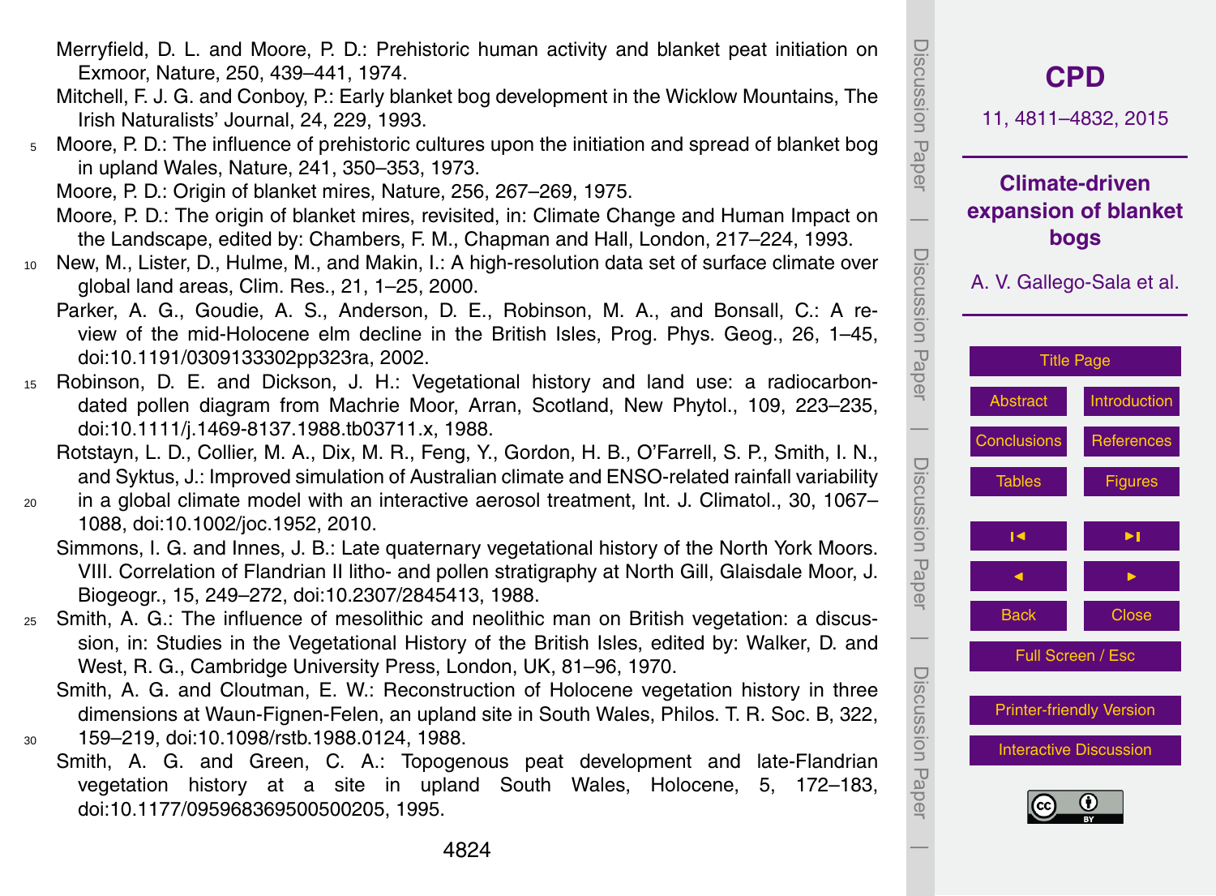Merryfield, D. L. and Moore, P. D.: Prehistoric human activity and blanket peat initiation on Exmoor, Nature, 250, 439–441, 1974.

Mitchell, F. J. G. and Conboy, P.: Early blanket bog development in the Wicklow Mountains, The Irish Naturalists' Journal, 24, 229, 1993.

Moore, P. D.: The influence of prehistoric cultures upon the initiation and spread of blanket bog in upland Wales, Nature, 241, 350–353, 1973.

Moore, P. D.: Origin of blanket mires, Nature, 256, 267–269, 1975.

Moore, P. D.: The origin of blanket mires, revisited, in: Climate Change and Human Impact on the Landscape, edited by: Chambers, F. M., Chapman and Hall, London, 217–224, 1993.

New, M., Lister, D., Hulme, M., and Makin, I.: A high-resolution data set of surface climate over global land areas, Clim. Res., 21, 1–25, 2000.

Parker, A. G., Goudie, A. S., Anderson, D. E., Robinson, M. A., and Bonsall, C.: A review of the mid-Holocene elm decline in the British Isles, Prog. Phys. Geog., 26, 1–45, doi:10.1191/0309133302pp323ra, 2002.

Robinson, D. E. and Dickson, J. H.: Vegetational history and land use: a radiocarbon-dated pollen diagram from Machrie Moor, Arran, Scotland, New Phytol., 109, 223–235, doi:10.1111/j.1469-8137.1988.tb03711.x, 1988.

Rotstayn, L. D., Collier, M. A., Dix, M. R., Feng, Y., Gordon, H. B., O'Farrell, S. P., Smith, I. N., and Syktus, J.: Improved simulation of Australian climate and ENSO-related rainfall variability in a global climate model with an interactive aerosol treatment, Int. J. Climatol., 30, 1067–1088, doi:10.1002/joc.1952, 2010.

Simmons, I. G. and Innes, J. B.: Late quaternary vegetational history of the North York Moors. VIII. Correlation of Flandrian II litho- and pollen stratigraphy at North Gill, Glaisdale Moor, J. Biogeogr., 15, 249–272, doi:10.2307/2845413, 1988.

Smith, A. G.: The influence of mesolithic and neolithic man on British vegetation: a discussion, in: Studies in the Vegetational History of the British Isles, edited by: Walker, D. and West, R. G., Cambridge University Press, London, UK, 81–96, 1970.

Smith, A. G. and Cloutman, E. W.: Reconstruction of Holocene vegetation history in three dimensions at Waun-Fignen-Felen, an upland site in South Wales, Philos. T. R. Soc. B, 322, 159–219, doi:10.1098/rstb.1988.0124, 1988.

Smith, A. G. and Green, C. A.: Topogenous peat development and late-Flandrian vegetation history at a site in upland South Wales, Holocene, 5, 172–183, doi:10.1177/095968369500500205, 1995.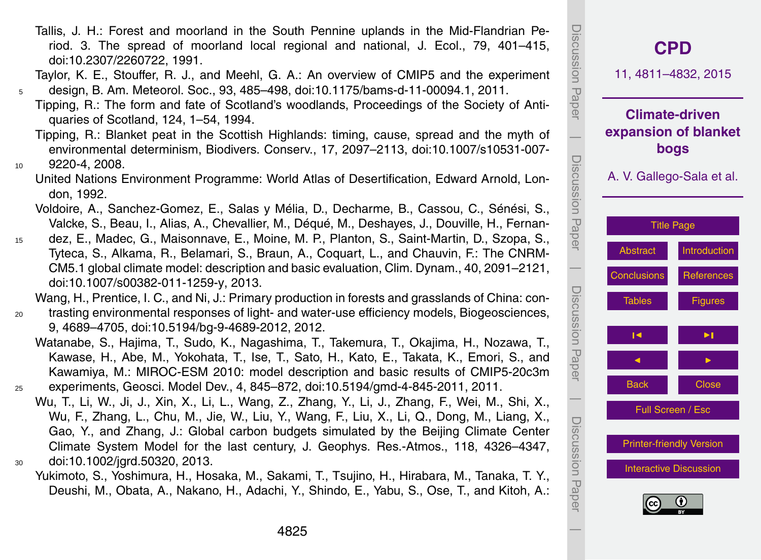Tallis, J. H.: Forest and moorland in the South Pennine uplands in the Mid-Flandrian Period. 3. The spread of moorland local regional and national, J. Ecol., 79, 401–415, doi:10.2307/2260722, 1991.

Taylor, K. E., Stouffer, R. J., and Meehl, G. A.: An overview of CMIP5 and the experiment design, B. Am. Meteorol. Soc., 93, 485–498, doi:10.1175/bams-d-11-00094.1, 2011.

Tipping, R.: The form and fate of Scotland's woodlands, Proceedings of the Society of Antiquaries of Scotland, 124, 1–54, 1994.

Tipping, R.: Blanket peat in the Scottish Highlands: timing, cause, spread and the myth of environmental determinism, Biodivers. Conserv., 17, 2097–2113, doi:10.1007/s10531-007-9220-4, 2008.

United Nations Environment Programme: World Atlas of Desertification, Edward Arnold, London, 1992.

Voldoire, A., Sanchez-Gomez, E., Salas y Mélia, D., Decharme, B., Cassou, C., Sénési, S., Valcke, S., Beau, I., Alias, A., Chevallier, M., Déqué, M., Deshayes, J., Douville, H., Fernandez, E., Madec, G., Maisonnave, E., Moine, M. P., Planton, S., Saint-Martin, D., Szopa, S., Tyteca, S., Alkama, R., Belamari, S., Braun, A., Coquart, L., and Chauvin, F.: The CNRM-CM5.1 global climate model: description and basic evaluation, Clim. Dynam., 40, 2091–2121, doi:10.1007/s00382-011-1259-y, 2013.

Wang, H., Prentice, I. C., and Ni, J.: Primary production in forests and grasslands of China: contrasting environmental responses of light- and water-use efficiency models, Biogeosciences, 9, 4689–4705, doi:10.5194/bg-9-4689-2012, 2012.

Watanabe, S., Hajima, T., Sudo, K., Nagashima, T., Takemura, T., Okajima, H., Nozawa, T., Kawase, H., Abe, M., Yokohata, T., Ise, T., Sato, H., Kato, E., Takata, K., Emori, S., and Kawamiya, M.: MIROC-ESM 2010: model description and basic results of CMIP5-20c3m experiments, Geosci. Model Dev., 4, 845–872, doi:10.5194/gmd-4-845-2011, 2011.

Wu, T., Li, W., Ji, J., Xin, X., Li, L., Wang, Z., Zhang, Y., Li, J., Zhang, F., Wei, M., Shi, X., Wu, F., Zhang, L., Chu, M., Jie, W., Liu, Y., Wang, F., Liu, X., Li, Q., Dong, M., Liang, X., Gao, Y., and Zhang, J.: Global carbon budgets simulated by the Beijing Climate Center Climate System Model for the last century, J. Geophys. Res.-Atmos., 118, 4326–4347, doi:10.1002/jgrd.50320, 2013.

Yukimoto, S., Yoshimura, H., Hosaka, M., Sakami, T., Tsujino, H., Hirabara, M., Tanaka, T. Y., Deushi, M., Obata, A., Nakano, H., Adachi, Y., Shindo, E., Yabu, S., Ose, T., and Kitoh, A.: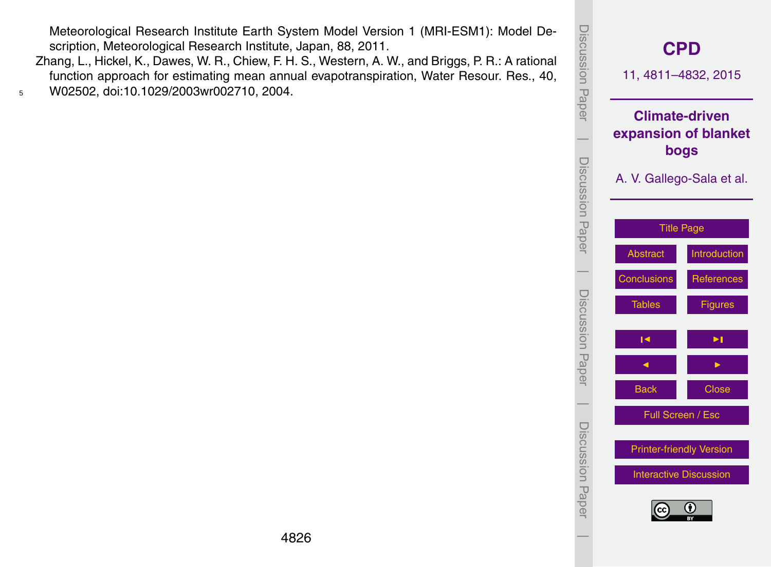Meteorological Research Institute Earth System Model Version 1 (MRI-ESM1): Model Description, Meteorological Research Institute, Japan, 88, 2011.

Zhang, L., Hickel, K., Dawes, W. R., Chiew, F. H. S., Western, A. W., and Briggs, P. R.: A rational function approach for estimating mean annual evapotranspiration, Water Resour. Res., 40, W02502, doi:10.1029/2003wr002710, 2004.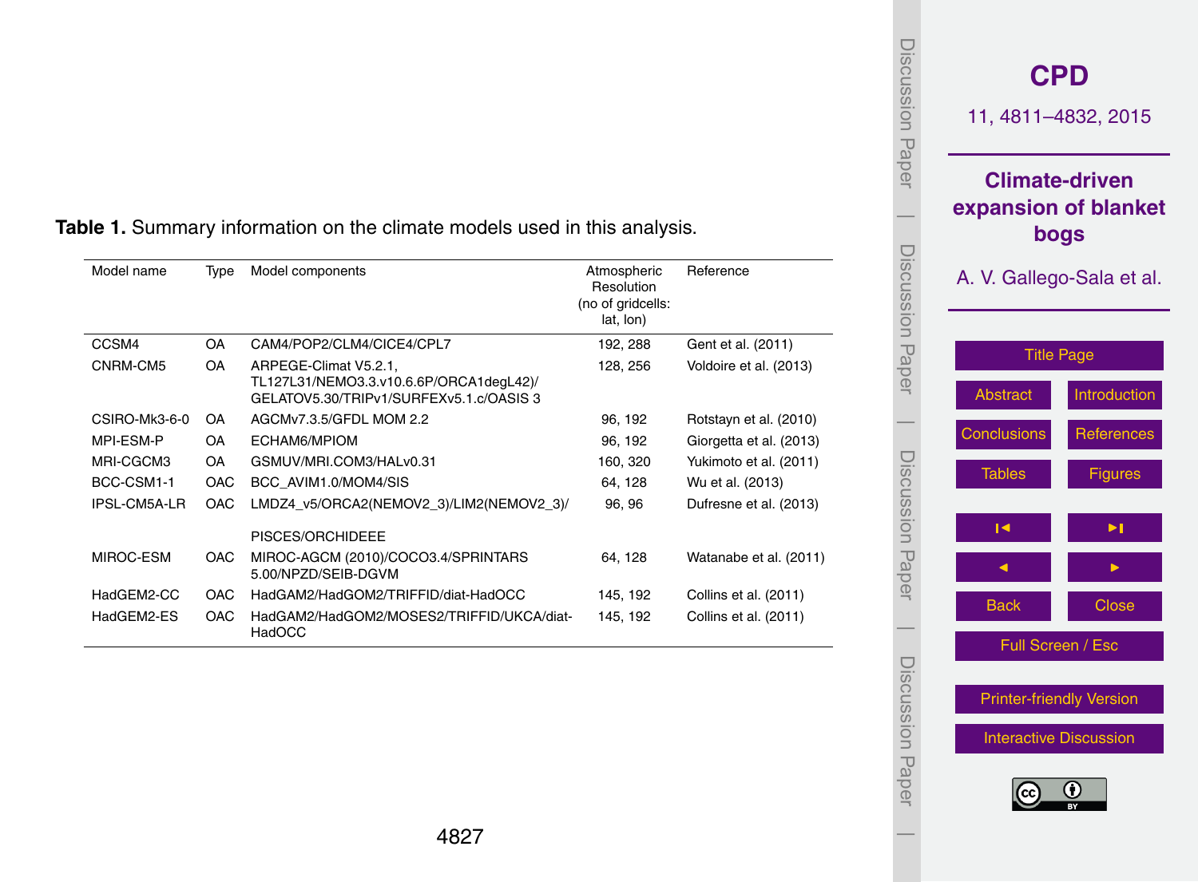**Table 1.** Summary information on the climate models used in this analysis.

| Model name | Type | Model components | Atmospheric Resolution (no of gridcells: lat, lon) | Reference |
|---|---|---|---|---|
| CCSM4 | OA | CAM4/POP2/CLM4/CICE4/CPL7 | 192, 288 | Gent et al. (2011) |
| CNRM-CM5 | OA | ARPEGE-Climat V5.2.1, TL127L31/NEMO3.3.v10.6.6P/ORCA1degL42)/ GELATOV5.30/TRIPv1/SURFEXv5.1.c/OASIS 3 | 128, 256 | Voldoire et al. (2013) |
| CSIRO-Mk3-6-0 | OA | AGCMv7.3.5/GFDL MOM 2.2 | 96, 192 | Rotstayn et al. (2010) |
| MPI-ESM-P | OA | ECHAM6/MPIOM | 96, 192 | Giorgetta et al. (2013) |
| MRI-CGCM3 | OA | GSMUV/MRI.COM3/HALv0.31 | 160, 320 | Yukimoto et al. (2011) |
| BCC-CSM1-1 | OAC | BCC_AVIM1.0/MOM4/SIS | 64, 128 | Wu et al. (2013) |
| IPSL-CM5A-LR | OAC | LMDZ4_v5/ORCA2(NEMOV2_3)/LIM2(NEMOV2_3)/ PISCES/ORCHIDEEE | 96, 96 | Dufresne et al. (2013) |
| MIROC-ESM | OAC | MIROC-AGCM (2010)/COCO3.4/SPRINTARS 5.00/NPZD/SEIB-DGVM | 64, 128 | Watanabe et al. (2011) |
| HadGEM2-CC | OAC | HadGAM2/HadGOM2/TRIFFID/diat-HadOCC | 145, 192 | Collins et al. (2011) |
| HadGEM2-ES | OAC | HadGAM2/HadGOM2/MOSES2/TRIFFID/UKCA/diat-HadOCC | 145, 192 | Collins et al. (2011) |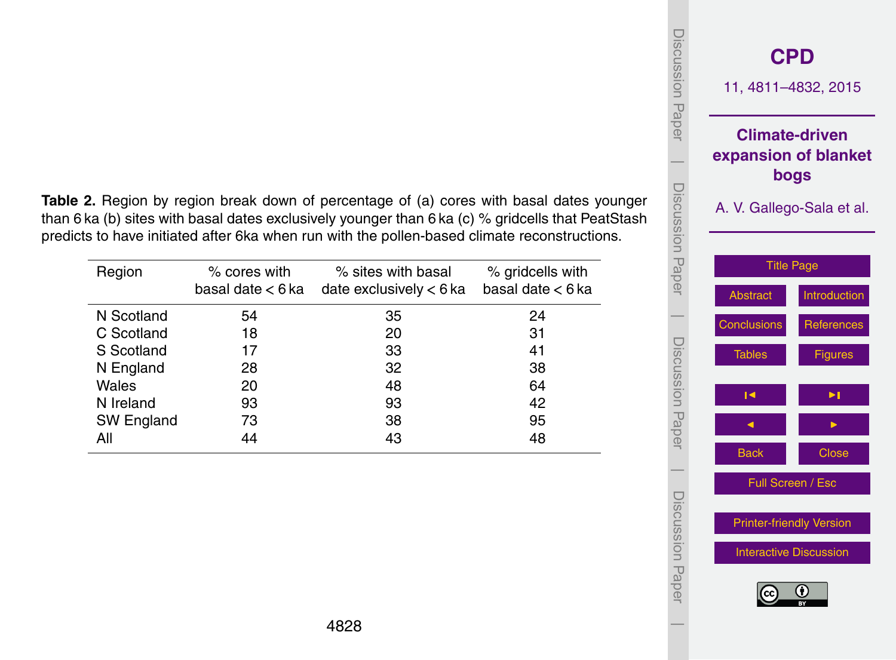**Table 2.** Region by region break down of percentage of (a) cores with basal dates younger than 6 ka (b) sites with basal dates exclusively younger than 6 ka (c) % gridcells that PeatStash predicts to have initiated after 6ka when run with the pollen-based climate reconstructions.

| Region | % cores with basal date < 6 ka | % sites with basal date exclusively < 6 ka | % gridcells with basal date < 6 ka |
|---|---|---|---|
| N Scotland | 54 | 35 | 24 |
| C Scotland | 18 | 20 | 31 |
| S Scotland | 17 | 33 | 41 |
| N England | 28 | 32 | 38 |
| Wales | 20 | 48 | 64 |
| N Ireland | 93 | 93 | 42 |
| SW England | 73 | 38 | 95 |
| All | 44 | 43 | 48 |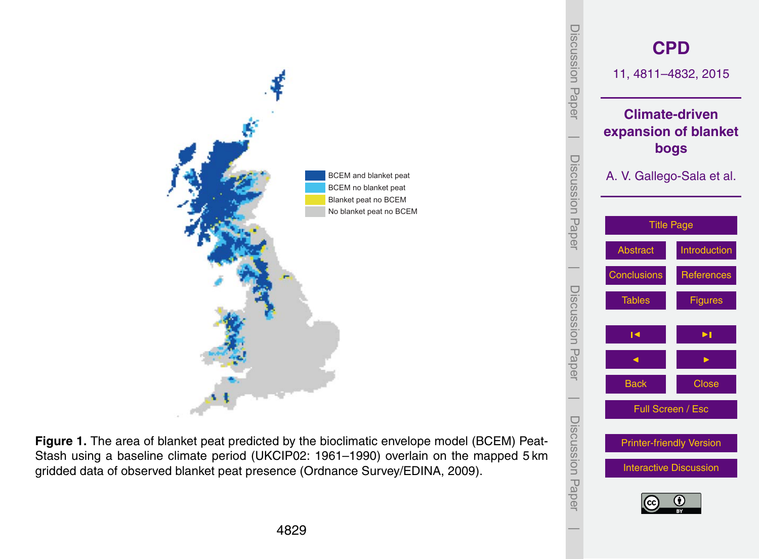**Figure 1.** The area of blanket peat predicted by the bioclimatic envelope model (BCEM) PeatStash using a baseline climate period (UKCIP02: 1961–1990) overlain on the mapped 5 km gridded data of observed blanket peat presence (Ordnance Survey/EDINA, 2009).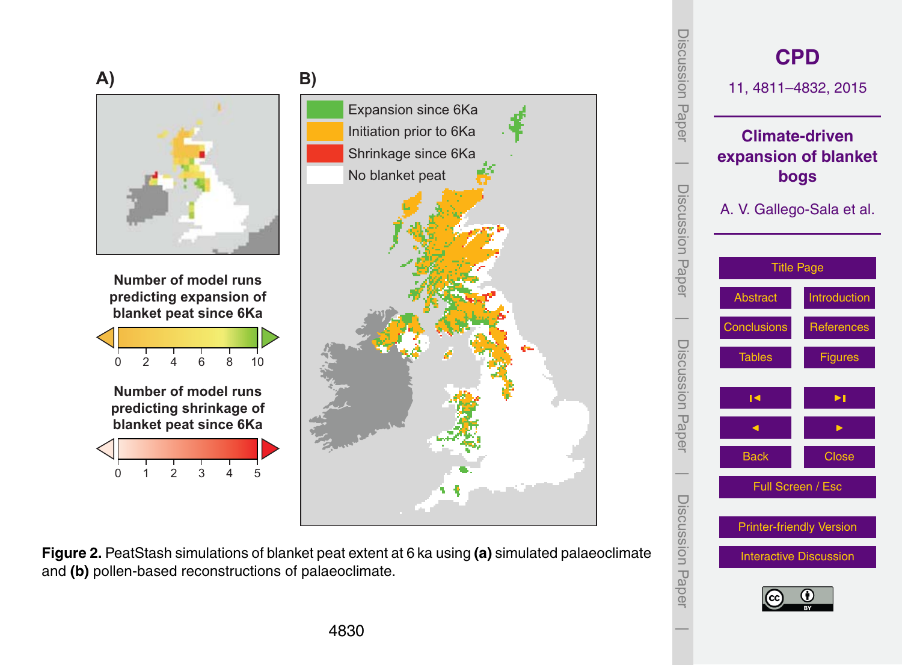**Figure 2.** PeatStash simulations of blanket peat extent at 6 ka using **(a)** simulated palaeoclimate and **(b)** pollen-based reconstructions of palaeoclimate.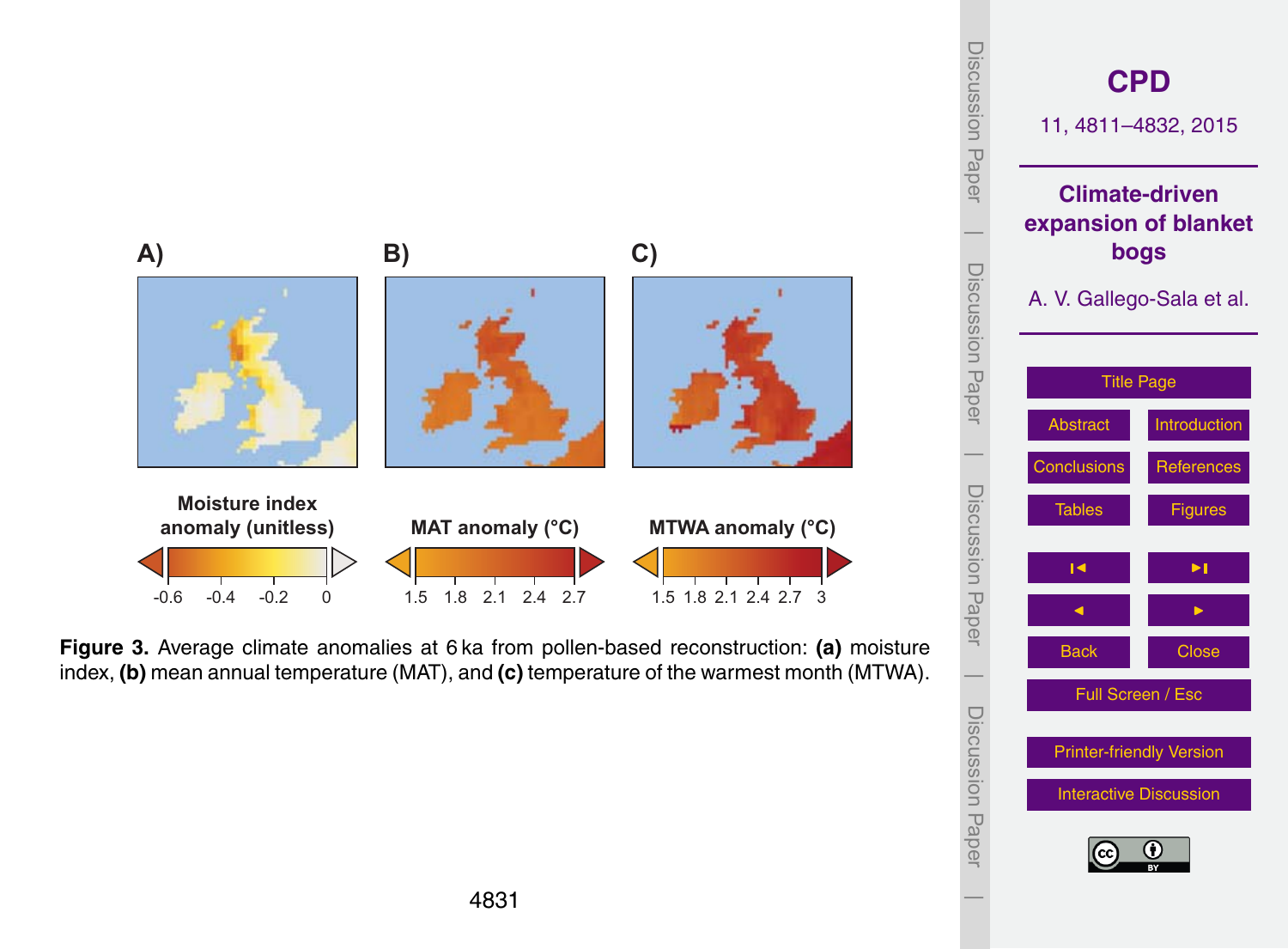**Figure 3.** Average climate anomalies at 6 ka from pollen-based reconstruction: **(a)** moisture index, **(b)** mean annual temperature (MAT), and **(c)** temperature of the warmest month (MTWA).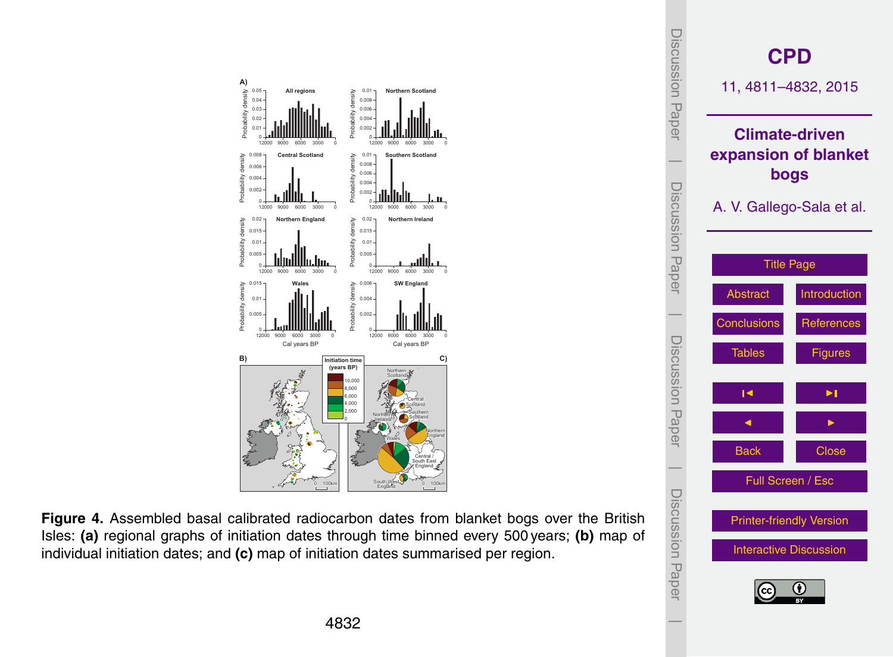A)

All regions
Probability density
0.05
0.04
0.03
0.02
0.01
0
12000 9000 6000 3000 0

Northern Scotland
Probability density
0.01
0.008
0.006
0.004
0.002
0
12000 9000 6000 3000 0

Central Scotland
Probability density
0.008
0.006
0.004
0.002
0
12000 9000 6000 3000 0

Southern Scotland
Probability density
0.01
0.008
0.006
0.004
0.002
0
12000 9000 6000 3000 0

Northern England
Probability density
0.02
0.015
0.01
0.005
0
12000 9000 6000 3000 0

Northern Ireland
Probability density
0.02
0.015
0.01
0.005
0
12000 9000 6000 3000 0

Wales
Probability density
0.015
0.01
0.005
0
12000 9000 6000 3000 0
Cal years BP

SW England
Probability density
0.006
0.004
0.002
0
12000 9000 6000 3000 0
Cal years BP

B)

Initiation time (years BP)
10,000
8,000
6,000
4,000
2,000
0

0 100km

C)

Northern Scotland
Central Scotland
Southern Scotland
Northern Ireland
Northern England
Wales
Central / South East England
South West England

0 100km

**Figure 4.** Assembled basal calibrated radiocarbon dates from blanket bogs over the British Isles: **(a)** regional graphs of initiation dates through time binned every 500 years; **(b)** map of individual initiation dates; and **(c)** map of initiation dates summarised per region.